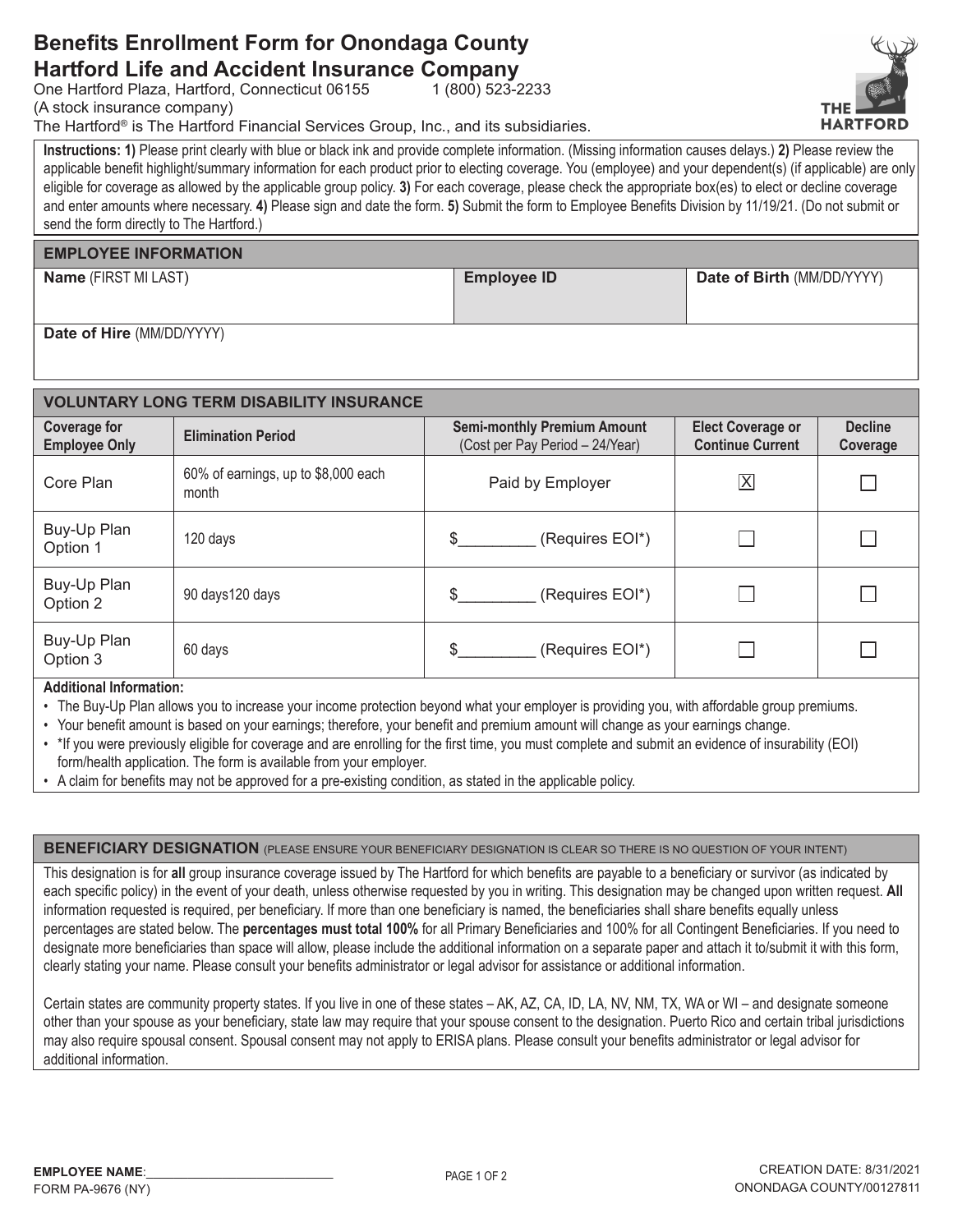# Benefits Enrollment Form for Onondaga County

## Hartford Life and Accident Insurance Company

One Hartford Plaza, Hartford, Connecticut 06155 1 (800) 523-2233
(A stock insurance company)
The Hartford® is The Hartford Financial Services Group, Inc., and its subsidiaries.

**Instructions: 1)** Please print clearly with blue or black ink and provide complete information. (Missing information causes delays.) **2)** Please review the applicable benefit highlight/summary information for each product prior to electing coverage. You (employee) and your dependent(s) (if applicable) are only eligible for coverage as allowed by the applicable group policy. **3)** For each coverage, please check the appropriate box(es) to elect or decline coverage and enter amounts where necessary. **4)** Please sign and date the form. **5)** Submit the form to Employee Benefits Division by 11/19/21. (Do not submit or send the form directly to The Hartford.)

## EMPLOYEE INFORMATION

| **Name** (FIRST MI LAST) | **Employee ID** | **Date of Birth** (MM/DD/YYYY) |
|---|---|---|
| | | |
| **Date of Hire** (MM/DD/YYYY) | | |
| | | |

## VOLUNTARY LONG TERM DISABILITY INSURANCE

| Coverage for Employee Only | Elimination Period | Semi-monthly Premium Amount (Cost per Pay Period – 24/Year) | Elect Coverage or Continue Current | Decline Coverage |
|---|---|---|---|---|
| Core Plan | 60% of earnings, up to $8,000 each month | Paid by Employer | ☒ | ☐ |
| Buy-Up Plan Option 1 | 120 days | $_________ (Requires EOI*) | ☐ | ☐ |
| Buy-Up Plan Option 2 | 90 days120 days | $_________ (Requires EOI*) | ☐ | ☐ |
| Buy-Up Plan Option 3 | 60 days | $_________ (Requires EOI*) | ☐ | ☐ |

**Additional Information:**

- The Buy-Up Plan allows you to increase your income protection beyond what your employer is providing you, with affordable group premiums.
- Your benefit amount is based on your earnings; therefore, your benefit and premium amount will change as your earnings change.
- *If you were previously eligible for coverage and are enrolling for the first time, you must complete and submit an evidence of insurability (EOI) form/health application. The form is available from your employer.
- A claim for benefits may not be approved for a pre-existing condition, as stated in the applicable policy.

## BENEFICIARY DESIGNATION (PLEASE ENSURE YOUR BENEFICIARY DESIGNATION IS CLEAR SO THERE IS NO QUESTION OF YOUR INTENT)

This designation is for **all** group insurance coverage issued by The Hartford for which benefits are payable to a beneficiary or survivor (as indicated by each specific policy) in the event of your death, unless otherwise requested by you in writing. This designation may be changed upon written request. **All** information requested is required, per beneficiary. If more than one beneficiary is named, the beneficiaries shall share benefits equally unless percentages are stated below. The **percentages must total 100%** for all Primary Beneficiaries and 100% for all Contingent Beneficiaries. If you need to designate more beneficiaries than space will allow, please include the additional information on a separate paper and attach it to/submit it with this form, clearly stating your name. Please consult your benefits administrator or legal advisor for assistance or additional information.

Certain states are community property states. If you live in one of these states – AK, AZ, CA, ID, LA, NV, NM, TX, WA or WI – and designate someone other than your spouse as your beneficiary, state law may require that your spouse consent to the designation. Puerto Rico and certain tribal jurisdictions may also require spousal consent. Spousal consent may not apply to ERISA plans. Please consult your benefits administrator or legal advisor for additional information.

**EMPLOYEE NAME**:____________________________

FORM PA-9676 (NY)

CREATION DATE: 8/31/2021
ONONDAGA COUNTY/00127811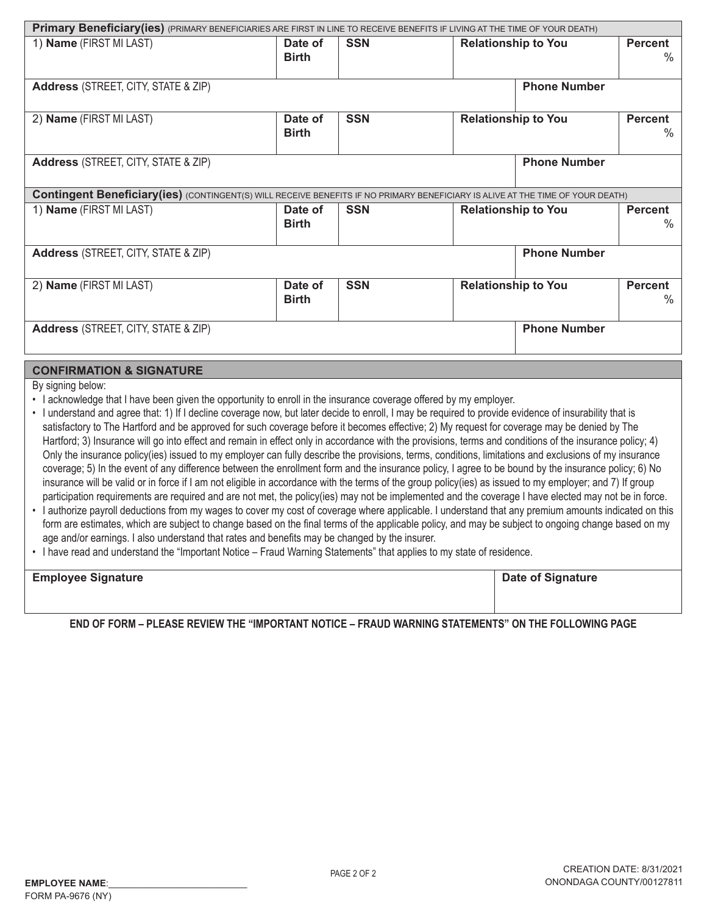## Primary Beneficiary(ies) (PRIMARY BENEFICIARIES ARE FIRST IN LINE TO RECEIVE BENEFITS IF LIVING AT THE TIME OF YOUR DEATH)

| 1) **Name** (FIRST MI LAST) | **Date of Birth** | **SSN** | **Relationship to You** | **Percent** % |
|---|---|---|---|---|
| **Address** (STREET, CITY, STATE & ZIP) | | | **Phone Number** | |

| 2) **Name** (FIRST MI LAST) | **Date of Birth** | **SSN** | **Relationship to You** | **Percent** % |
|---|---|---|---|---|
| **Address** (STREET, CITY, STATE & ZIP) | | | **Phone Number** | |

## Contingent Beneficiary(ies) (CONTINGENT(S) WILL RECEIVE BENEFITS IF NO PRIMARY BENEFICIARY IS ALIVE AT THE TIME OF YOUR DEATH)

| 1) **Name** (FIRST MI LAST) | **Date of Birth** | **SSN** | **Relationship to You** | **Percent** % |
|---|---|---|---|---|
| **Address** (STREET, CITY, STATE & ZIP) | | | **Phone Number** | |

| 2) **Name** (FIRST MI LAST) | **Date of Birth** | **SSN** | **Relationship to You** | **Percent** % |
|---|---|---|---|---|
| **Address** (STREET, CITY, STATE & ZIP) | | | **Phone Number** | |

## CONFIRMATION & SIGNATURE

By signing below:

- I acknowledge that I have been given the opportunity to enroll in the insurance coverage offered by my employer.
- I understand and agree that: 1) If I decline coverage now, but later decide to enroll, I may be required to provide evidence of insurability that is satisfactory to The Hartford and be approved for such coverage before it becomes effective; 2) My request for coverage may be denied by The Hartford; 3) Insurance will go into effect and remain in effect only in accordance with the provisions, terms and conditions of the insurance policy; 4) Only the insurance policy(ies) issued to my employer can fully describe the provisions, terms, conditions, limitations and exclusions of my insurance coverage; 5) In the event of any difference between the enrollment form and the insurance policy, I agree to be bound by the insurance policy; 6) No insurance will be valid or in force if I am not eligible in accordance with the terms of the group policy(ies) as issued to my employer; and 7) If group participation requirements are required and are not met, the policy(ies) may not be implemented and the coverage I have elected may not be in force.
- I authorize payroll deductions from my wages to cover my cost of coverage where applicable. I understand that any premium amounts indicated on this form are estimates, which are subject to change based on the final terms of the applicable policy, and may be subject to ongoing change based on my age and/or earnings. I also understand that rates and benefits may be changed by the insurer.
- I have read and understand the "Important Notice – Fraud Warning Statements" that applies to my state of residence.

| **Employee Signature** | **Date of Signature** |
|---|---|
| | |

**END OF FORM – PLEASE REVIEW THE "IMPORTANT NOTICE – FRAUD WARNING STATEMENTS" ON THE FOLLOWING PAGE**

**EMPLOYEE NAME**:___________________________

FORM PA-9676 (NY)

CREATION DATE: 8/31/2021
ONONDAGA COUNTY/00127811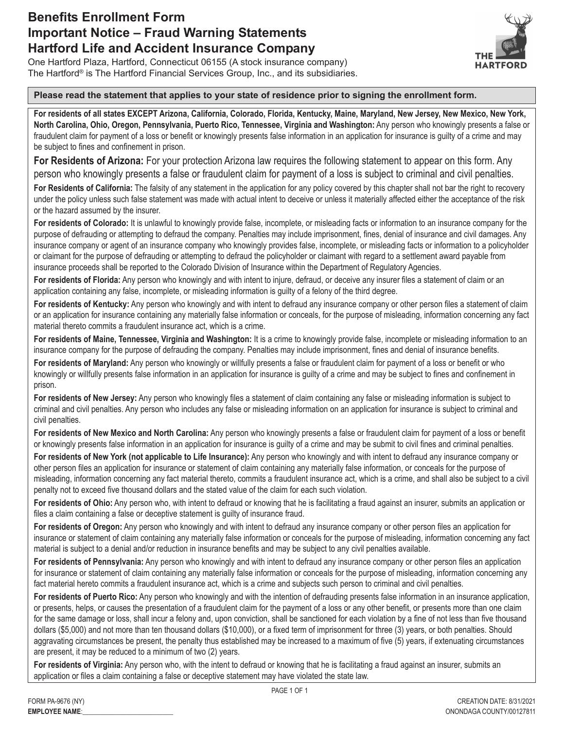# Benefits Enrollment Form
# Important Notice – Fraud Warning Statements
# Hartford Life and Accident Insurance Company

One Hartford Plaza, Hartford, Connecticut 06155 (A stock insurance company)
The Hartford® is The Hartford Financial Services Group, Inc., and its subsidiaries.

**Please read the statement that applies to your state of residence prior to signing the enrollment form.**

**For residents of all states EXCEPT Arizona, California, Colorado, Florida, Kentucky, Maine, Maryland, New Jersey, New Mexico, New York, North Carolina, Ohio, Oregon, Pennsylvania, Puerto Rico, Tennessee, Virginia and Washington:** Any person who knowingly presents a false or fraudulent claim for payment of a loss or benefit or knowingly presents false information in an application for insurance is guilty of a crime and may be subject to fines and confinement in prison.

**For Residents of Arizona:** For your protection Arizona law requires the following statement to appear on this form. Any person who knowingly presents a false or fraudulent claim for payment of a loss is subject to criminal and civil penalties.

**For Residents of California:** The falsity of any statement in the application for any policy covered by this chapter shall not bar the right to recovery under the policy unless such false statement was made with actual intent to deceive or unless it materially affected either the acceptance of the risk or the hazard assumed by the insurer.

**For residents of Colorado:** It is unlawful to knowingly provide false, incomplete, or misleading facts or information to an insurance company for the purpose of defrauding or attempting to defraud the company. Penalties may include imprisonment, fines, denial of insurance and civil damages. Any insurance company or agent of an insurance company who knowingly provides false, incomplete, or misleading facts or information to a policyholder or claimant for the purpose of defrauding or attempting to defraud the policyholder or claimant with regard to a settlement award payable from insurance proceeds shall be reported to the Colorado Division of Insurance within the Department of Regulatory Agencies.

**For residents of Florida:** Any person who knowingly and with intent to injure, defraud, or deceive any insurer files a statement of claim or an application containing any false, incomplete, or misleading information is guilty of a felony of the third degree.

**For residents of Kentucky:** Any person who knowingly and with intent to defraud any insurance company or other person files a statement of claim or an application for insurance containing any materially false information or conceals, for the purpose of misleading, information concerning any fact material thereto commits a fraudulent insurance act, which is a crime.

**For residents of Maine, Tennessee, Virginia and Washington:** It is a crime to knowingly provide false, incomplete or misleading information to an insurance company for the purpose of defrauding the company. Penalties may include imprisonment, fines and denial of insurance benefits.

**For residents of Maryland:** Any person who knowingly or willfully presents a false or fraudulent claim for payment of a loss or benefit or who knowingly or willfully presents false information in an application for insurance is guilty of a crime and may be subject to fines and confinement in prison.

**For residents of New Jersey:** Any person who knowingly files a statement of claim containing any false or misleading information is subject to criminal and civil penalties. Any person who includes any false or misleading information on an application for insurance is subject to criminal and civil penalties.

**For residents of New Mexico and North Carolina:** Any person who knowingly presents a false or fraudulent claim for payment of a loss or benefit or knowingly presents false information in an application for insurance is guilty of a crime and may be submit to civil fines and criminal penalties.

**For residents of New York (not applicable to Life Insurance):** Any person who knowingly and with intent to defraud any insurance company or other person files an application for insurance or statement of claim containing any materially false information, or conceals for the purpose of misleading, information concerning any fact material thereto, commits a fraudulent insurance act, which is a crime, and shall also be subject to a civil penalty not to exceed five thousand dollars and the stated value of the claim for each such violation.

**For residents of Ohio:** Any person who, with intent to defraud or knowing that he is facilitating a fraud against an insurer, submits an application or files a claim containing a false or deceptive statement is guilty of insurance fraud.

**For residents of Oregon:** Any person who knowingly and with intent to defraud any insurance company or other person files an application for insurance or statement of claim containing any materially false information or conceals for the purpose of misleading, information concerning any fact material is subject to a denial and/or reduction in insurance benefits and may be subject to any civil penalties available.

**For residents of Pennsylvania:** Any person who knowingly and with intent to defraud any insurance company or other person files an application for insurance or statement of claim containing any materially false information or conceals for the purpose of misleading, information concerning any fact material hereto commits a fraudulent insurance act, which is a crime and subjects such person to criminal and civil penalties.

**For residents of Puerto Rico:** Any person who knowingly and with the intention of defrauding presents false information in an insurance application, or presents, helps, or causes the presentation of a fraudulent claim for the payment of a loss or any other benefit, or presents more than one claim for the same damage or loss, shall incur a felony and, upon conviction, shall be sanctioned for each violation by a fine of not less than five thousand dollars ($5,000) and not more than ten thousand dollars ($10,000), or a fixed term of imprisonment for three (3) years, or both penalties. Should aggravating circumstances be present, the penalty thus established may be increased to a maximum of five (5) years, if extenuating circumstances are present, it may be reduced to a minimum of two (2) years.

**For residents of Virginia:** Any person who, with the intent to defraud or knowing that he is facilitating a fraud against an insurer, submits an application or files a claim containing a false or deceptive statement may have violated the state law.

FORM PA-9676 (NY)
**EMPLOYEE NAME**:___________________________

CREATION DATE: 8/31/2021
ONONDAGA COUNTY/00127811